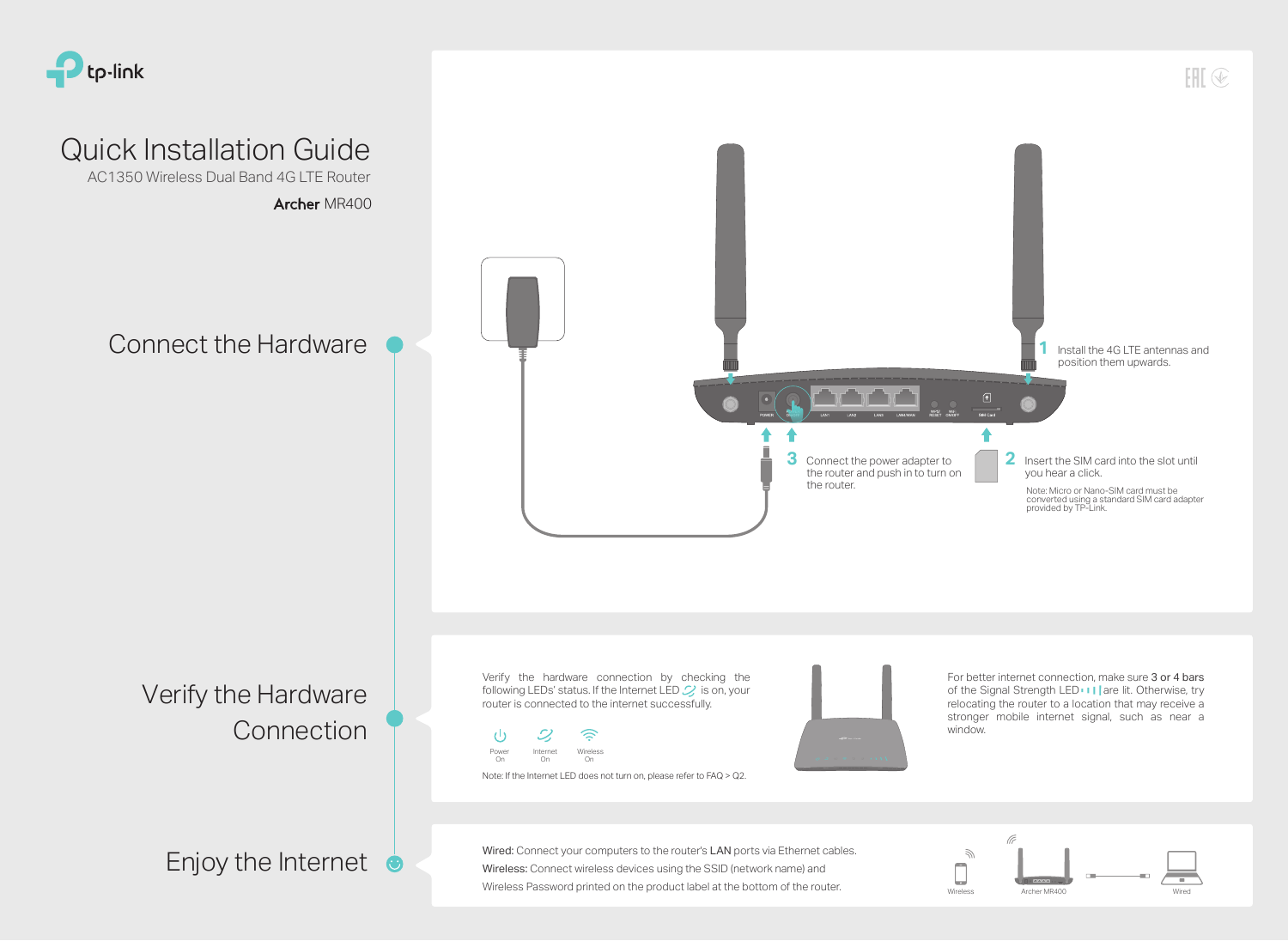# Quick Installation Guide

AC1350 Wireless Dual Band 4G LTE Router

**Archer** MR400

## Connect the Hardware

**1** Install the 4G LTE antennas and position them upwards.

**2** Insert the SIM card into the slot until you hear a click.

Note: Micro or Nano-SIM card must be converted using a standard SIM card adapter provided by TP-Link.

**3** Connect the power adapter to the router and push in to turn on the router.

## Verify the Hardware Connection

Verify the hardware connection by checking the following LEDs' status. If the Internet LED is on, your router is connected to the internet successfully.

Power On | Internet On | Wireless On

Note: If the Internet LED does not turn on, please refer to FAQ > Q2.

For better internet connection, make sure 3 or 4 bars of the Signal Strength LED are lit. Otherwise, try relocating the router to a location that may receive a stronger mobile internet signal, such as near a window.

## Enjoy the Internet

**Wired:** Connect your computers to the router's **LAN** ports via Ethernet cables.

**Wireless:** Connect wireless devices using the SSID (network name) and Wireless Password printed on the product label at the bottom of the router.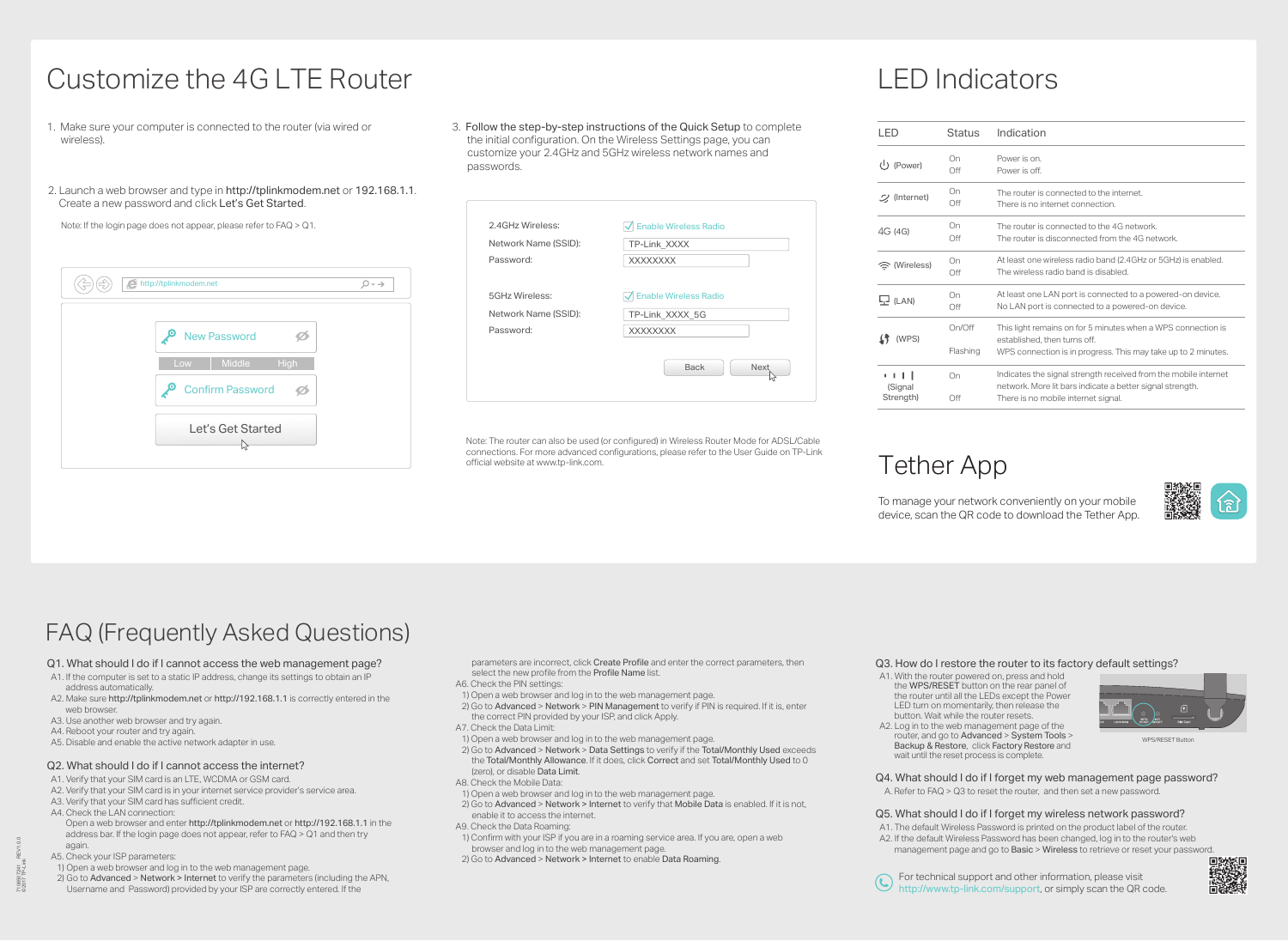# Customize the 4G LTE Router

1. Make sure your computer is connected to the router (via wired or wireless).

2. Launch a web browser and type in http://tplinkmodem.net or 192.168.1.1. Create a new password and click **Let's Get Started**.

Note: If the login page does not appear, please refer to FAQ > Q1.

http://tplinkmodem.net

New Password

Low | Middle | High

Confirm Password

Let's Get Started

3. Follow the step-by-step instructions of the **Quick Setup** to complete the initial configuration. On the Wireless Settings page, you can customize your 2.4GHz and 5GHz wireless network names and passwords.

2.4GHz Wireless: Enable Wireless Radio
Network Name (SSID): TP-Link_XXXX
Password: XXXXXXXX

5GHz Wireless: Enable Wireless Radio
Network Name (SSID): TP-Link_XXXX_5G
Password: XXXXXXXX

Back | Next

Note: The router can also be used (or configured) in Wireless Router Mode for ADSL/Cable connections. For more advanced configurations, please refer to the User Guide on TP-Link official website at www.tp-link.com.

# LED Indicators

| LED | Status | Indication |
|---|---|---|
| (Power) | On<br>Off | Power is on.<br>Power is off. |
| (Internet) | On<br>Off | The router is connected to the internet.<br>There is no internet connection. |
| 4G (4G) | On<br>Off | The router is connected to the 4G network.<br>The router is disconnected from the 4G network. |
| (Wireless) | On<br>Off | At least one wireless radio band (2.4GHz or 5GHz) is enabled.<br>The wireless radio band is disabled. |
| (LAN) | On<br>Off | At least one LAN port is connected to a powered-on device.<br>No LAN port is connected to a powered-on device. |
| (WPS) | On/Off<br><br>Flashing | This light remains on for 5 minutes when a WPS connection is established, then turns off.<br>WPS connection is in progress. This may take up to 2 minutes. |
| (Signal Strength) | On<br><br>Off | Indicates the signal strength received from the mobile internet network. More lit bars indicate a better signal strength.<br>There is no mobile internet signal. |

# Tether App

To manage your network conveniently on your mobile device, scan the QR code to download the Tether App.

# FAQ (Frequently Asked Questions)

## Q1. What should I do if I cannot access the web management page?

A1. If the computer is set to a static IP address, change its settings to obtain an IP address automatically.
A2. Make sure **http://tplinkmodem.net** or **http://192.168.1.1** is correctly entered in the web browser.
A3. Use another web browser and try again.
A4. Reboot your router and try again.
A5. Disable and enable the active network adapter in use.

## Q2. What should I do if I cannot access the internet?

A1. Verify that your SIM card is an LTE, WCDMA or GSM card.
A2. Verify that your SIM card is in your internet service provider's service area.
A3. Verify that your SIM card has sufficient credit.
A4. Check the LAN connection:
Open a web browser and enter **http://tplinkmodem.net** or **http://192.168.1.1** in the address bar. If the login page does not appear, refer to FAQ > Q1 and then try again.
A5. Check your ISP parameters:
1) Open a web browser and log in to the web management page.
2) Go to **Advanced** > **Network** > **Internet** to verify the parameters (including the APN, Username and Password) provided by your ISP are correctly entered. If the parameters are incorrect, click **Create Profile** and enter the correct parameters, then select the new profile from the **Profile Name** list.
A6. Check the PIN settings:
1) Open a web browser and log in to the web management page.
2) Go to **Advanced** > **Network** > **PIN Management** to verify if PIN is required. If it is, enter the correct PIN provided by your ISP, and click Apply.
A7. Check the Data Limit:
1) Open a web browser and log in to the web management page.
2) Go to **Advanced** > **Network** > **Data Settings** to verify if the **Total/Monthly Used** exceeds the **Total/Monthly Allowance**. If it does, click **Correct** and set **Total/Monthly Used** to 0 (zero), or disable **Data Limit**.
A8. Check the Mobile Data:
1) Open a web browser and log in to the web management page.
2) Go to **Advanced** > **Network** > **Internet** to verify that **Mobile Data** is enabled. If it is not, enable it to access the internet.
A9. Check the Data Roaming:
1) Confirm with your ISP if you are in a roaming service area. If you are, open a web browser and log in to the web management page.
2) Go to **Advanced** > **Network** > **Internet** to enable **Data Roaming**.

## Q3. How do I restore the router to its factory default settings?

A1. With the router powered on, press and hold the **WPS/RESET** button on the rear panel of the router until all the LEDs except the Power LED turn on momentarily, then release the button. Wait while the router resets.
A2. Log in to the web management page of the router, and go to **Advanced** > **System Tools** > **Backup & Restore**, click **Factory Restore** and wait until the reset process is complete.

WPS/RESET Button

## Q4. What should I do if I forget my web management page password?

A. Refer to FAQ > Q3 to reset the router, and then set a new password.

## Q5. What should I do if I forget my wireless network password?

A1. The default Wireless Password is printed on the product label of the router.
A2. If the default Wireless Password has been changed, log in to the router's web management page and go to **Basic** > **Wireless** to retrieve or reset your password.

For technical support and other information, please visit http://www.tp-link.com/support, or simply scan the QR code.

7106507241 REV1.0.0
©2017 TP-Link